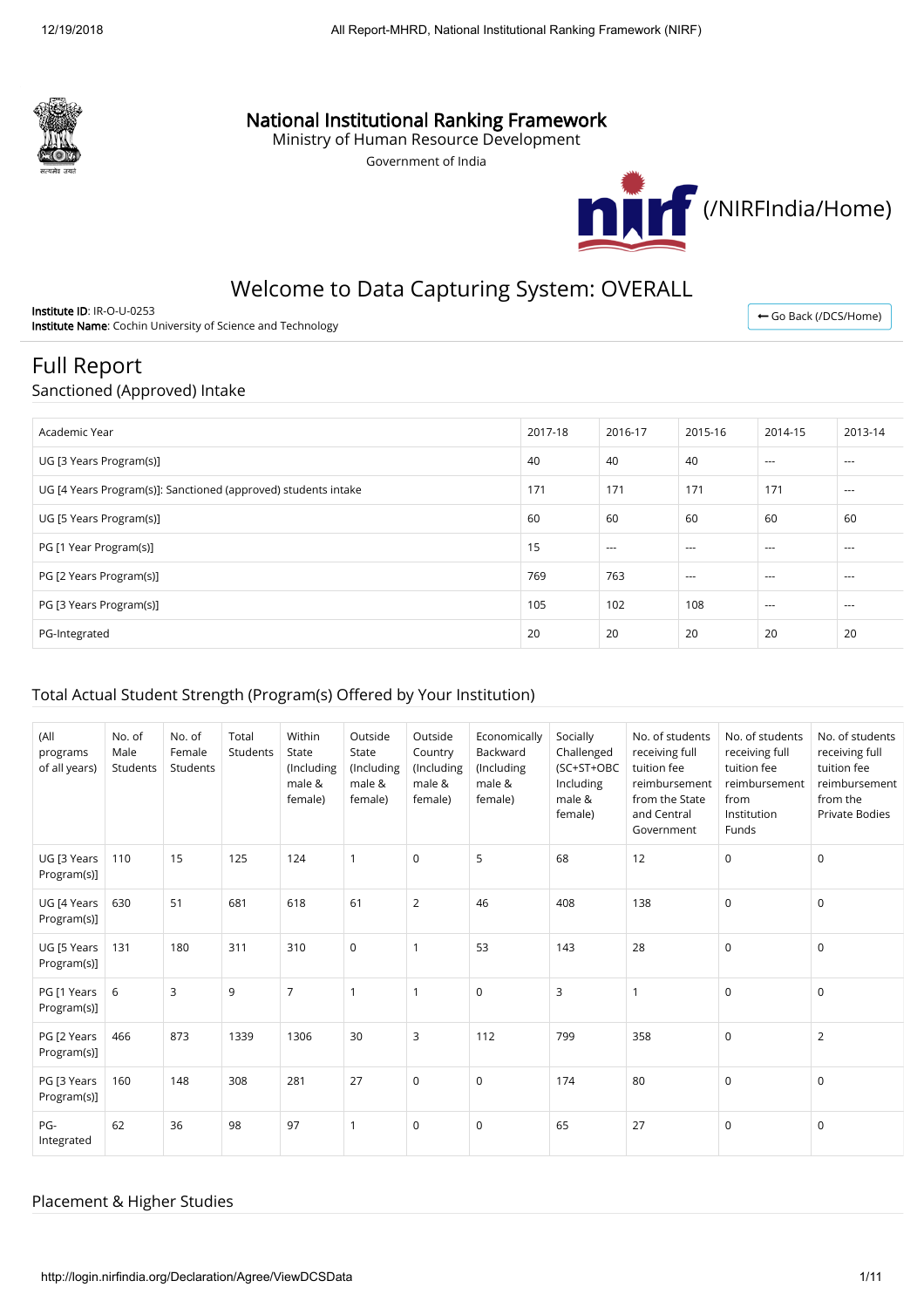# National Institutional Ranking Framework

Ministry of Human Resource Development

Government of India

(/NIRFIndia/Home)

## Welcome to Data Capturing System: OVERALL

**Institute ID**: IR-O-U-0253
**Institute Name**: Cochin University of Science and Technology

Go Back (/DCS/Home)

## Full Report

### Sanctioned (Approved) Intake

| Academic Year | 2017-18 | 2016-17 | 2015-16 | 2014-15 | 2013-14 |
|---|---|---|---|---|---|
| UG [3 Years Program(s)] | 40 | 40 | 40 | --- | --- |
| UG [4 Years Program(s)]: Sanctioned (approved) students intake | 171 | 171 | 171 | 171 | --- |
| UG [5 Years Program(s)] | 60 | 60 | 60 | 60 | 60 |
| PG [1 Year Program(s)] | 15 | --- | --- | --- | --- |
| PG [2 Years Program(s)] | 769 | 763 | --- | --- | --- |
| PG [3 Years Program(s)] | 105 | 102 | 108 | --- | --- |
| PG-Integrated | 20 | 20 | 20 | 20 | 20 |

### Total Actual Student Strength (Program(s) Offered by Your Institution)

| (All programs of all years) | No. of Male Students | No. of Female Students | Total Students | Within State (Including male & female) | Outside State (Including male & female) | Outside Country (Including male & female) | Economically Backward (Including male & female) | Socially Challenged (SC+ST+OBC Including male & female) | No. of students receiving full tuition fee reimbursement from the State and Central Government | No. of students receiving full tuition fee reimbursement from Institution Funds | No. of students receiving full tuition fee reimbursement from the Private Bodies |
|---|---|---|---|---|---|---|---|---|---|---|---|
| UG [3 Years Program(s)] | 110 | 15 | 125 | 124 | 1 | 0 | 5 | 68 | 12 | 0 | 0 |
| UG [4 Years Program(s)] | 630 | 51 | 681 | 618 | 61 | 2 | 46 | 408 | 138 | 0 | 0 |
| UG [5 Years Program(s)] | 131 | 180 | 311 | 310 | 0 | 1 | 53 | 143 | 28 | 0 | 0 |
| PG [1 Years Program(s)] | 6 | 3 | 9 | 7 | 1 | 1 | 0 | 3 | 1 | 0 | 0 |
| PG [2 Years Program(s)] | 466 | 873 | 1339 | 1306 | 30 | 3 | 112 | 799 | 358 | 0 | 2 |
| PG [3 Years Program(s)] | 160 | 148 | 308 | 281 | 27 | 0 | 0 | 174 | 80 | 0 | 0 |
| PG-Integrated | 62 | 36 | 98 | 97 | 1 | 0 | 0 | 65 | 27 | 0 | 0 |

### Placement & Higher Studies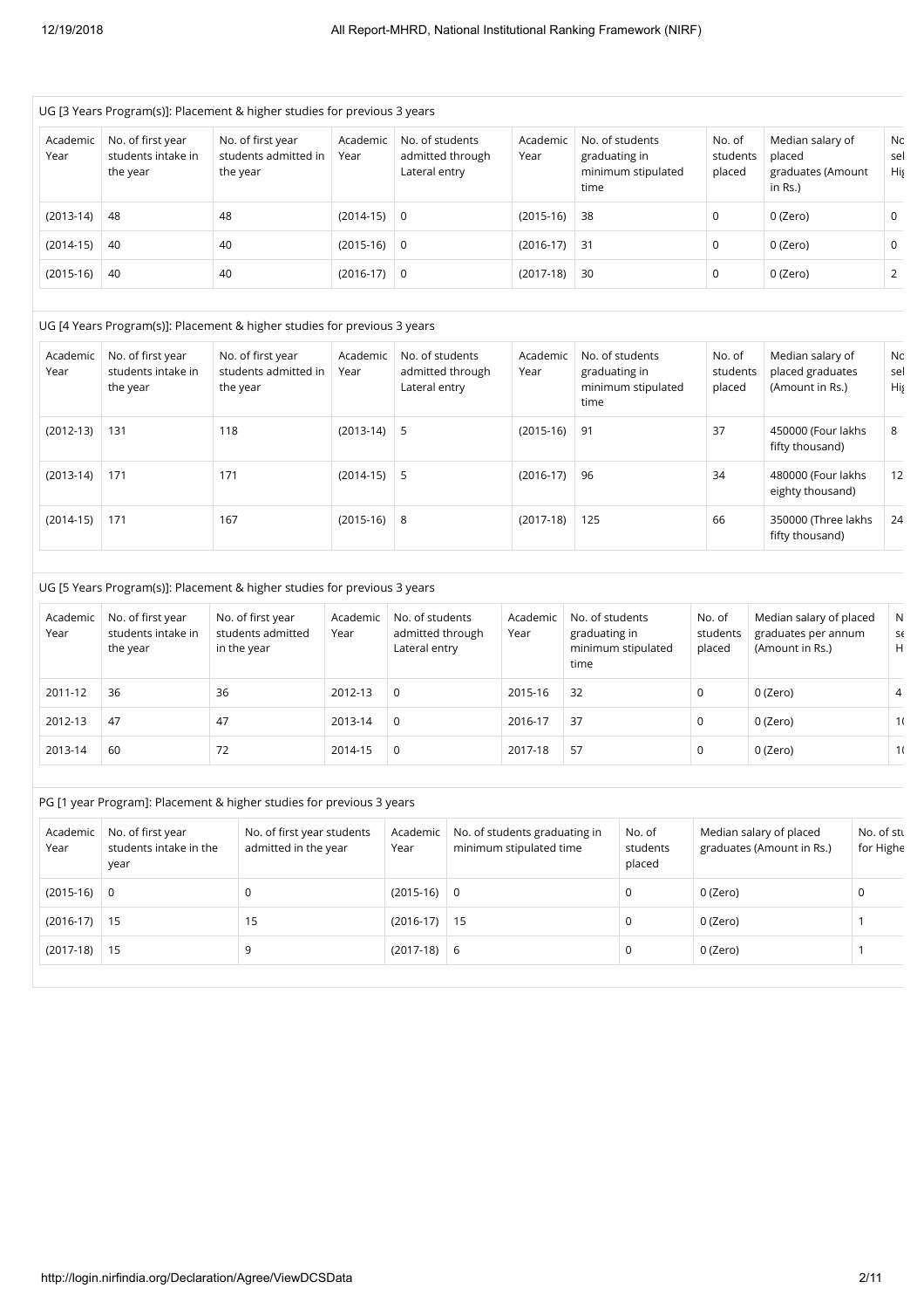UG [3 Years Program(s)]: Placement & higher studies for previous 3 years

| Academic Year | No. of first year students intake in the year | No. of first year students admitted in the year | Academic Year | No. of students admitted through Lateral entry | Academic Year | No. of students graduating in minimum stipulated time | No. of students placed | Median salary of placed graduates (Amount in Rs.) | No. of students selected for Higher |
|---|---|---|---|---|---|---|---|---|---|
| (2013-14) | 48 | 48 | (2014-15) | 0 | (2015-16) | 38 | 0 | 0 (Zero) | 0 |
| (2014-15) | 40 | 40 | (2015-16) | 0 | (2016-17) | 31 | 0 | 0 (Zero) | 0 |
| (2015-16) | 40 | 40 | (2016-17) | 0 | (2017-18) | 30 | 0 | 0 (Zero) | 2 |

UG [4 Years Program(s)]: Placement & higher studies for previous 3 years

| Academic Year | No. of first year students intake in the year | No. of first year students admitted in the year | Academic Year | No. of students admitted through Lateral entry | Academic Year | No. of students graduating in minimum stipulated time | No. of students placed | Median salary of placed graduates (Amount in Rs.) | No. of students selected for Higher |
|---|---|---|---|---|---|---|---|---|---|
| (2012-13) | 131 | 118 | (2013-14) | 5 | (2015-16) | 91 | 37 | 450000 (Four lakhs fifty thousand) | 8 |
| (2013-14) | 171 | 171 | (2014-15) | 5 | (2016-17) | 96 | 34 | 480000 (Four lakhs eighty thousand) | 12 |
| (2014-15) | 171 | 167 | (2015-16) | 8 | (2017-18) | 125 | 66 | 350000 (Three lakhs fifty thousand) | 24 |

UG [5 Years Program(s)]: Placement & higher studies for previous 3 years

| Academic Year | No. of first year students intake in the year | No. of first year students admitted in the year | Academic Year | No. of students admitted through Lateral entry | Academic Year | No. of students graduating in minimum stipulated time | No. of students placed | Median salary of placed graduates per annum (Amount in Rs.) | No. of students selected for Higher |
|---|---|---|---|---|---|---|---|---|---|
| 2011-12 | 36 | 36 | 2012-13 | 0 | 2015-16 | 32 | 0 | 0 (Zero) | 4 |
| 2012-13 | 47 | 47 | 2013-14 | 0 | 2016-17 | 37 | 0 | 0 (Zero) | 1 |
| 2013-14 | 60 | 72 | 2014-15 | 0 | 2017-18 | 57 | 0 | 0 (Zero) | 1 |

PG [1 year Program]: Placement & higher studies for previous 3 years

| Academic Year | No. of first year students intake in the year | No. of first year students admitted in the year | Academic Year | No. of students graduating in minimum stipulated time | No. of students placed | Median salary of placed graduates (Amount in Rs.) | No. of students selected for Higher |
|---|---|---|---|---|---|---|---|
| (2015-16) | 0 | 0 | (2015-16) | 0 | 0 | 0 (Zero) | 0 |
| (2016-17) | 15 | 15 | (2016-17) | 15 | 0 | 0 (Zero) | 1 |
| (2017-18) | 15 | 9 | (2017-18) | 6 | 0 | 0 (Zero) | 1 |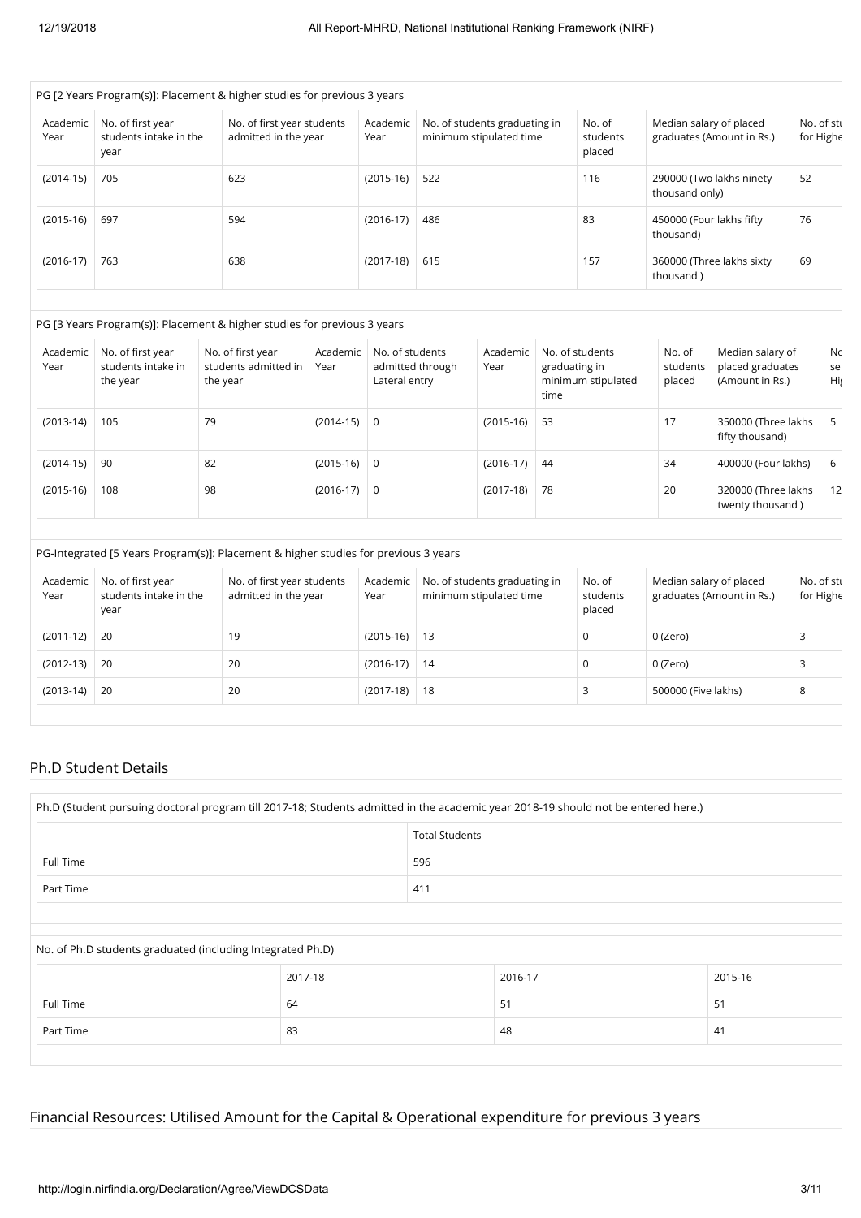PG [2 Years Program(s)]: Placement & higher studies for previous 3 years

| Academic Year | No. of first year students intake in the year | No. of first year students admitted in the year | Academic Year | No. of students graduating in minimum stipulated time | No. of students placed | Median salary of placed graduates (Amount in Rs.) | No. of stu for Highe |
|---|---|---|---|---|---|---|---|
| (2014-15) | 705 | 623 | (2015-16) | 522 | 116 | 290000 (Two lakhs ninety thousand only) | 52 |
| (2015-16) | 697 | 594 | (2016-17) | 486 | 83 | 450000 (Four lakhs fifty thousand) | 76 |
| (2016-17) | 763 | 638 | (2017-18) | 615 | 157 | 360000 (Three lakhs sixty thousand ) | 69 |

PG [3 Years Program(s)]: Placement & higher studies for previous 3 years

| Academic Year | No. of first year students intake in the year | No. of first year students admitted in the year | Academic Year | No. of students admitted through Lateral entry | Academic Year | No. of students graduating in minimum stipulated time | No. of students placed | Median salary of placed graduates (Amount in Rs.) | No sel Hi |
|---|---|---|---|---|---|---|---|---|---|
| (2013-14) | 105 | 79 | (2014-15) | 0 | (2015-16) | 53 | 17 | 350000 (Three lakhs fifty thousand) | 5 |
| (2014-15) | 90 | 82 | (2015-16) | 0 | (2016-17) | 44 | 34 | 400000 (Four lakhs) | 6 |
| (2015-16) | 108 | 98 | (2016-17) | 0 | (2017-18) | 78 | 20 | 320000 (Three lakhs twenty thousand ) | 12 |

PG-Integrated [5 Years Program(s)]: Placement & higher studies for previous 3 years

| Academic Year | No. of first year students intake in the year | No. of first year students admitted in the year | Academic Year | No. of students graduating in minimum stipulated time | No. of students placed | Median salary of placed graduates (Amount in Rs.) | No. of stu for Highe |
|---|---|---|---|---|---|---|---|
| (2011-12) | 20 | 19 | (2015-16) | 13 | 0 | 0 (Zero) | 3 |
| (2012-13) | 20 | 20 | (2016-17) | 14 | 0 | 0 (Zero) | 3 |
| (2013-14) | 20 | 20 | (2017-18) | 18 | 3 | 500000 (Five lakhs) | 8 |

## Ph.D Student Details

Ph.D (Student pursuing doctoral program till 2017-18; Students admitted in the academic year 2018-19 should not be entered here.)

| | Total Students |
|---|---|
| Full Time | 596 |
| Part Time | 411 |

No. of Ph.D students graduated (including Integrated Ph.D)

| | 2017-18 | 2016-17 | 2015-16 |
|---|---|---|---|
| Full Time | 64 | 51 | 51 |
| Part Time | 83 | 48 | 41 |

## Financial Resources: Utilised Amount for the Capital & Operational expenditure for previous 3 years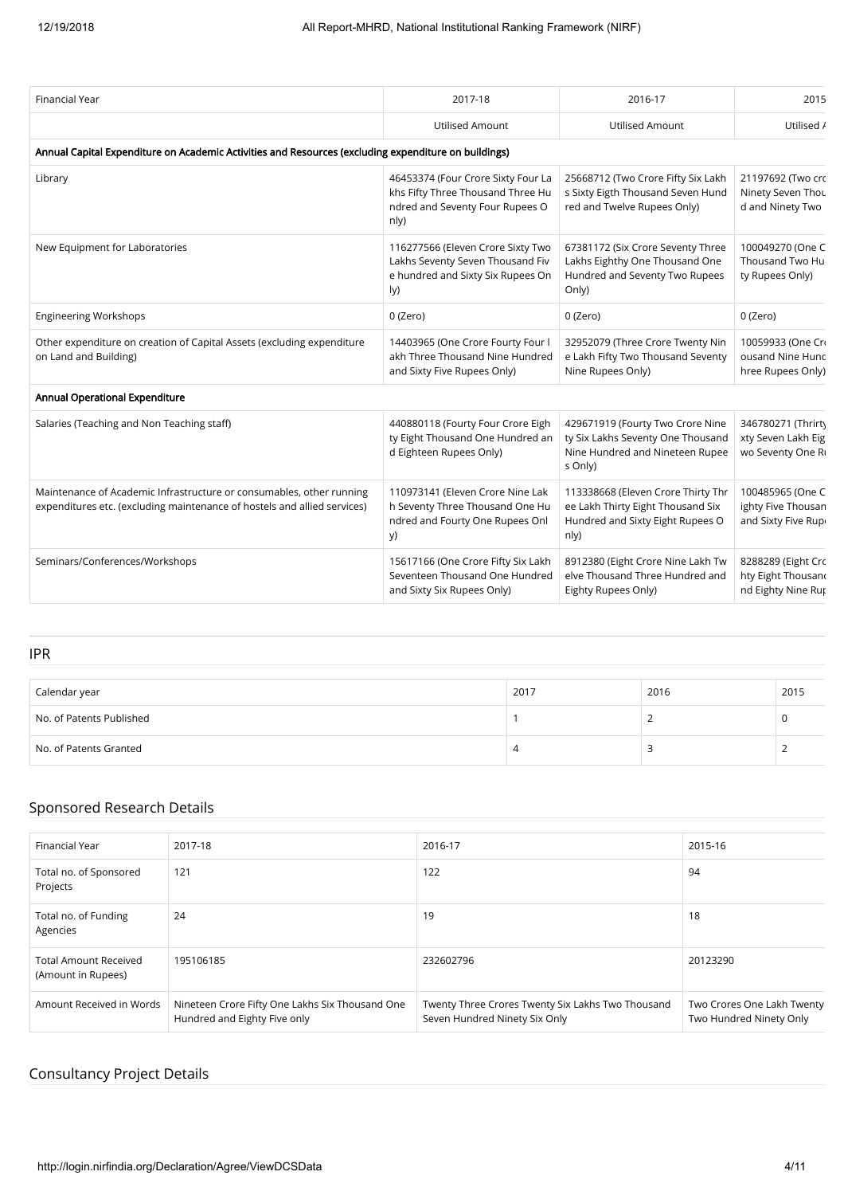| Financial Year | 2017-18 | 2016-17 | 2015 |
|---|---|---|---|
| | Utilised Amount | Utilised Amount | Utilised A |
| **Annual Capital Expenditure on Academic Activities and Resources (excluding expenditure on buildings)** | | | |
| Library | 46453374 (Four Crore Sixty Four Lakhs Fifty Three Thousand Three Hundred and Seventy Four Rupees Only) | 25668712 (Two Crore Fifty Six Lakhs Sixty Eigth Thousand Seven Hundred and Twelve Rupees Only) | 21197692 (Two cro Ninety Seven Thou d and Ninety Two |
| New Equipment for Laboratories | 116277566 (Eleven Crore Sixty Two Lakhs Seventy Seven Thousand Five hundred and Sixty Six Rupees Only) | 67381172 (Six Crore Seventy Three Lakhs Eighthy One Thousand One Hundred and Seventy Two Rupees Only) | 100049270 (One C Thousand Two Hu ty Rupees Only) |
| Engineering Workshops | 0 (Zero) | 0 (Zero) | 0 (Zero) |
| Other expenditure on creation of Capital Assets (excluding expenditure on Land and Building) | 14403965 (One Crore Fourty Four lakh Three Thousand Nine Hundred and Sixty Five Rupees Only) | 32952079 (Three Crore Twenty Nine Lakh Fifty Two Thousand Seventy Nine Rupees Only) | 10059933 (One Cr ousand Nine Hunc hree Rupees Only) |
| **Annual Operational Expenditure** | | | |
| Salaries (Teaching and Non Teaching staff) | 440880118 (Fourty Four Crore Eighty Eight Thousand One Hundred and Eighteen Rupees Only) | 429671919 (Fourty Two Crore Nine ty Six Lakhs Seventy One Thousand Nine Hundred and Nineteen Rupees Only) | 346780271 (Thrirty xty Seven Lakh Eig wo Seventy One Ru |
| Maintenance of Academic Infrastructure or consumables, other running expenditures etc. (excluding maintenance of hostels and allied services) | 110973141 (Eleven Crore Nine Lakh Seventy Three Thousand One Hundred and Fourty One Rupees Only) | 113338668 (Eleven Crore Thirty Three Lakh Thirty Eight Thousand Six Hundred and Sixty Eight Rupees Only) | 100485965 (One C ighty Five Thousan and Sixty Five Rupe |
| Seminars/Conferences/Workshops | 15617166 (One Crore Fifty Six Lakh Seventeen Thousand One Hundred and Sixty Six Rupees Only) | 8912380 (Eight Crore Nine Lakh Twelve Thousand Three Hundred and Eighty Rupees Only) | 8288289 (Eight Cro hty Eight Thousand nd Eighty Nine Rup |

## IPR

| Calendar year | 2017 | 2016 | 2015 |
|---|---|---|---|
| No. of Patents Published | 1 | 2 | 0 |
| No. of Patents Granted | 4 | 3 | 2 |

## Sponsored Research Details

| Financial Year | 2017-18 | 2016-17 | 2015-16 |
|---|---|---|---|
| Total no. of Sponsored Projects | 121 | 122 | 94 |
| Total no. of Funding Agencies | 24 | 19 | 18 |
| Total Amount Received (Amount in Rupees) | 195106185 | 232602796 | 20123290 |
| Amount Received in Words | Nineteen Crore Fifty One Lakhs Six Thousand One Hundred and Eighty Five only | Twenty Three Crores Twenty Six Lakhs Two Thousand Seven Hundred Ninety Six Only | Two Crores One Lakh Twenty Two Hundred Ninety Only |

## Consultancy Project Details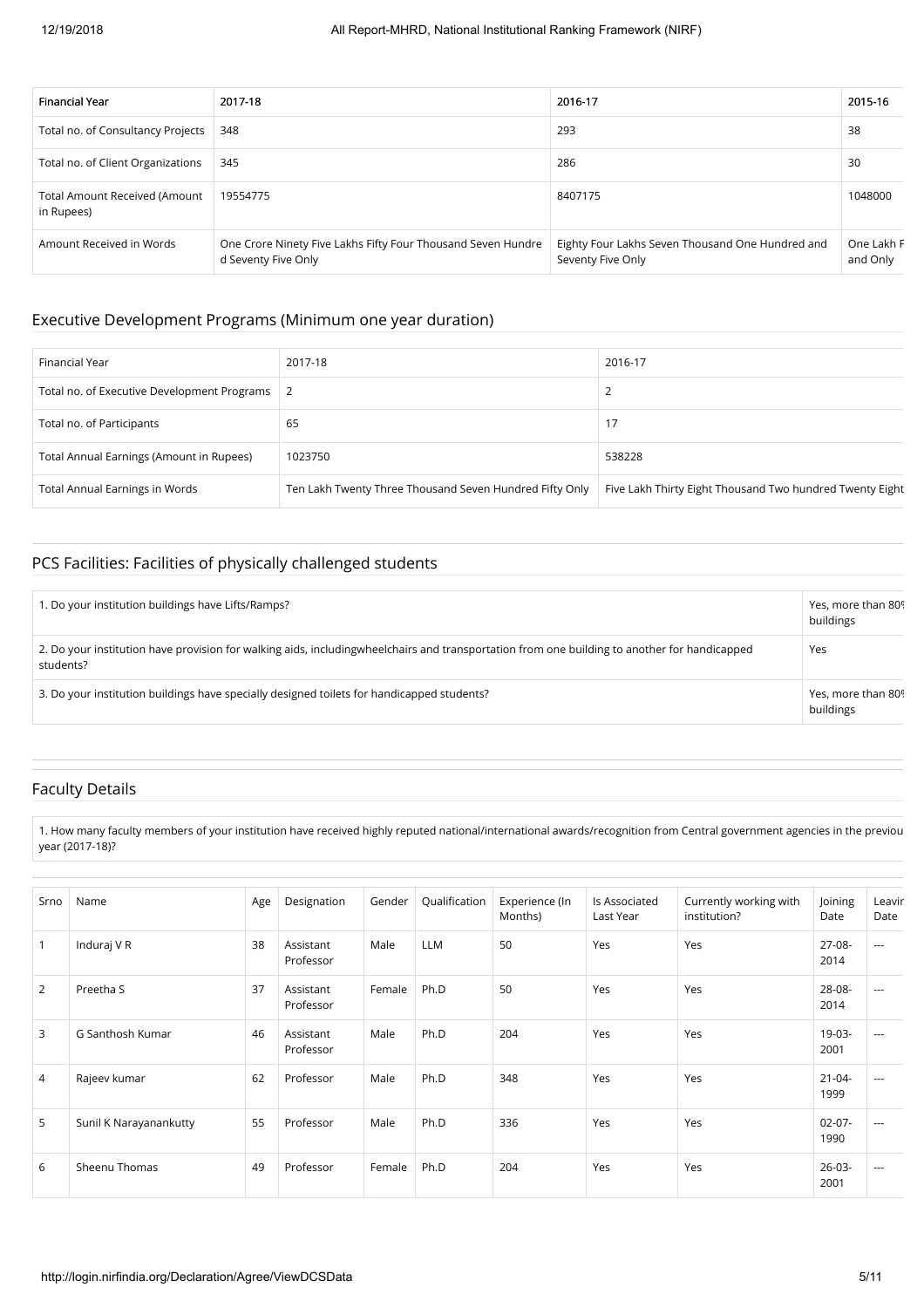| Financial Year | 2017-18 | 2016-17 | 2015-16 |
|---|---|---|---|
| Total no. of Consultancy Projects | 348 | 293 | 38 |
| Total no. of Client Organizations | 345 | 286 | 30 |
| Total Amount Received (Amount in Rupees) | 19554775 | 8407175 | 1048000 |
| Amount Received in Words | One Crore Ninety Five Lakhs Fifty Four Thousand Seven Hundred Seventy Five Only | Eighty Four Lakhs Seven Thousand One Hundred and Seventy Five Only | One Lakh F and Only |

## Executive Development Programs (Minimum one year duration)

| Financial Year | 2017-18 | 2016-17 |
|---|---|---|
| Total no. of Executive Development Programs | 2 | 2 |
| Total no. of Participants | 65 | 17 |
| Total Annual Earnings (Amount in Rupees) | 1023750 | 538228 |
| Total Annual Earnings in Words | Ten Lakh Twenty Three Thousand Seven Hundred Fifty Only | Five Lakh Thirty Eight Thousand Two hundred Twenty Eight |

## PCS Facilities: Facilities of physically challenged students

| | |
|---|---|
| 1. Do your institution buildings have Lifts/Ramps? | Yes, more than 80% buildings |
| 2. Do your institution have provision for walking aids, includingwheelchairs and transportation from one building to another for handicapped students? | Yes |
| 3. Do your institution buildings have specially designed toilets for handicapped students? | Yes, more than 80% buildings |

## Faculty Details

1. How many faculty members of your institution have received highly reputed national/international awards/recognition from Central government agencies in the previou year (2017-18)?

| Srno | Name | Age | Designation | Gender | Qualification | Experience (In Months) | Is Associated Last Year | Currently working with institution? | Joining Date | Leavin Date |
|---|---|---|---|---|---|---|---|---|---|---|
| 1 | Induraj V R | 38 | Assistant Professor | Male | LLM | 50 | Yes | Yes | 27-08-2014 | --- |
| 2 | Preetha S | 37 | Assistant Professor | Female | Ph.D | 50 | Yes | Yes | 28-08-2014 | --- |
| 3 | G Santhosh Kumar | 46 | Assistant Professor | Male | Ph.D | 204 | Yes | Yes | 19-03-2001 | --- |
| 4 | Rajeev kumar | 62 | Professor | Male | Ph.D | 348 | Yes | Yes | 21-04-1999 | --- |
| 5 | Sunil K Narayanankutty | 55 | Professor | Male | Ph.D | 336 | Yes | Yes | 02-07-1990 | --- |
| 6 | Sheenu Thomas | 49 | Professor | Female | Ph.D | 204 | Yes | Yes | 26-03-2001 | --- |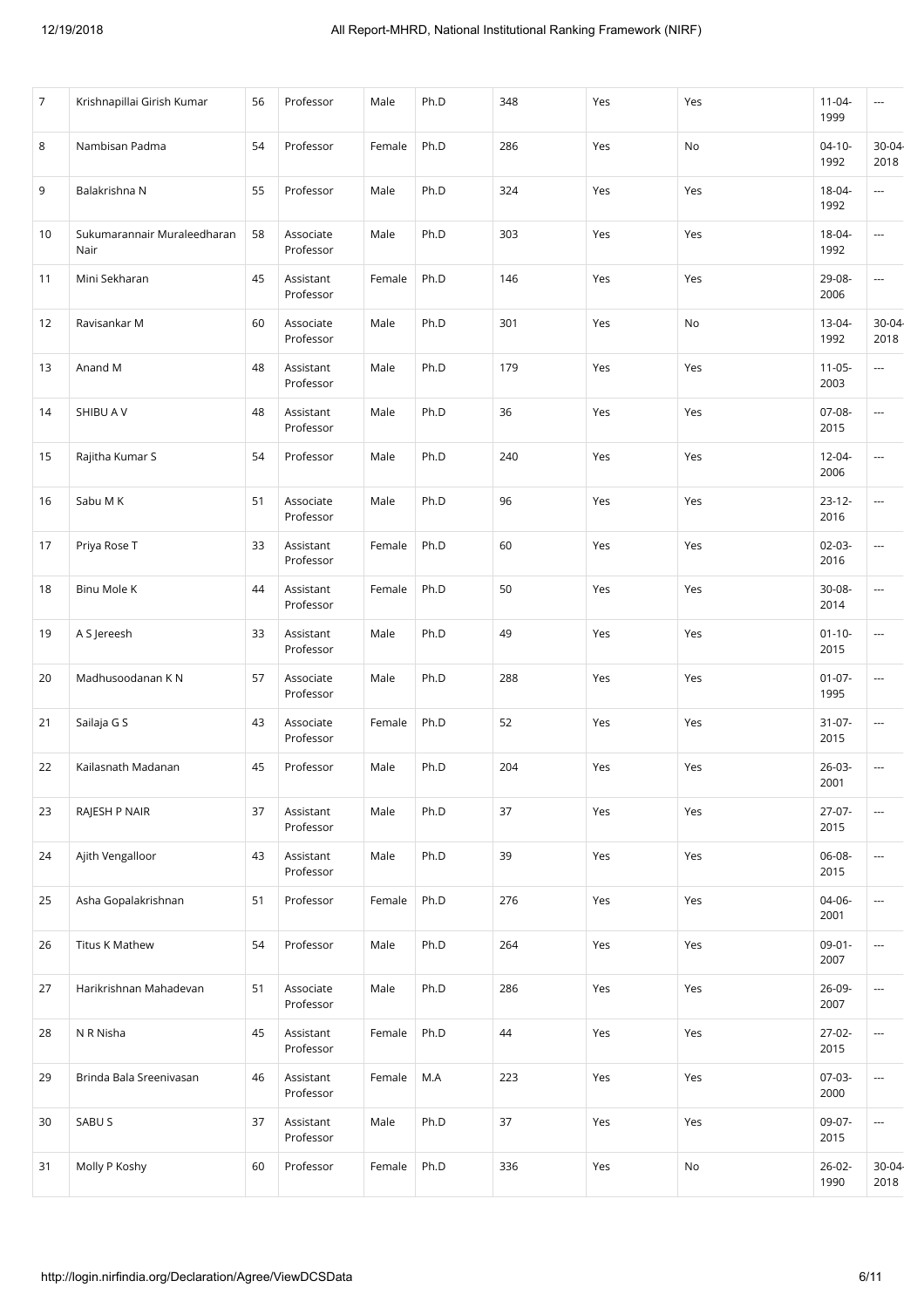| 7 | Krishnapillai Girish Kumar | 56 | Professor | Male | Ph.D | 348 | Yes | Yes | 11-04-1999 | --- |
|---|---|---|---|---|---|---|---|---|---|---|
| 8 | Nambisan Padma | 54 | Professor | Female | Ph.D | 286 | Yes | No | 04-10-1992 | 30-04-2018 |
| 9 | Balakrishna N | 55 | Professor | Male | Ph.D | 324 | Yes | Yes | 18-04-1992 | --- |
| 10 | Sukumarannair Muraleedharan Nair | 58 | Associate Professor | Male | Ph.D | 303 | Yes | Yes | 18-04-1992 | --- |
| 11 | Mini Sekharan | 45 | Assistant Professor | Female | Ph.D | 146 | Yes | Yes | 29-08-2006 | --- |
| 12 | Ravisankar M | 60 | Associate Professor | Male | Ph.D | 301 | Yes | No | 13-04-1992 | 30-04-2018 |
| 13 | Anand M | 48 | Assistant Professor | Male | Ph.D | 179 | Yes | Yes | 11-05-2003 | --- |
| 14 | SHIBU A V | 48 | Assistant Professor | Male | Ph.D | 36 | Yes | Yes | 07-08-2015 | --- |
| 15 | Rajitha Kumar S | 54 | Professor | Male | Ph.D | 240 | Yes | Yes | 12-04-2006 | --- |
| 16 | Sabu M K | 51 | Associate Professor | Male | Ph.D | 96 | Yes | Yes | 23-12-2016 | --- |
| 17 | Priya Rose T | 33 | Assistant Professor | Female | Ph.D | 60 | Yes | Yes | 02-03-2016 | --- |
| 18 | Binu Mole K | 44 | Assistant Professor | Female | Ph.D | 50 | Yes | Yes | 30-08-2014 | --- |
| 19 | A S Jereesh | 33 | Assistant Professor | Male | Ph.D | 49 | Yes | Yes | 01-10-2015 | --- |
| 20 | Madhusoodanan K N | 57 | Associate Professor | Male | Ph.D | 288 | Yes | Yes | 01-07-1995 | --- |
| 21 | Sailaja G S | 43 | Associate Professor | Female | Ph.D | 52 | Yes | Yes | 31-07-2015 | --- |
| 22 | Kailasnath Madanan | 45 | Professor | Male | Ph.D | 204 | Yes | Yes | 26-03-2001 | --- |
| 23 | RAJESH P NAIR | 37 | Assistant Professor | Male | Ph.D | 37 | Yes | Yes | 27-07-2015 | --- |
| 24 | Ajith Vengalloor | 43 | Assistant Professor | Male | Ph.D | 39 | Yes | Yes | 06-08-2015 | --- |
| 25 | Asha Gopalakrishnan | 51 | Professor | Female | Ph.D | 276 | Yes | Yes | 04-06-2001 | --- |
| 26 | Titus K Mathew | 54 | Professor | Male | Ph.D | 264 | Yes | Yes | 09-01-2007 | --- |
| 27 | Harikrishnan Mahadevan | 51 | Associate Professor | Male | Ph.D | 286 | Yes | Yes | 26-09-2007 | --- |
| 28 | N R Nisha | 45 | Assistant Professor | Female | Ph.D | 44 | Yes | Yes | 27-02-2015 | --- |
| 29 | Brinda Bala Sreenivasan | 46 | Assistant Professor | Female | M.A | 223 | Yes | Yes | 07-03-2000 | --- |
| 30 | SABU S | 37 | Assistant Professor | Male | Ph.D | 37 | Yes | Yes | 09-07-2015 | --- |
| 31 | Molly P Koshy | 60 | Professor | Female | Ph.D | 336 | Yes | No | 26-02-1990 | 30-04-2018 |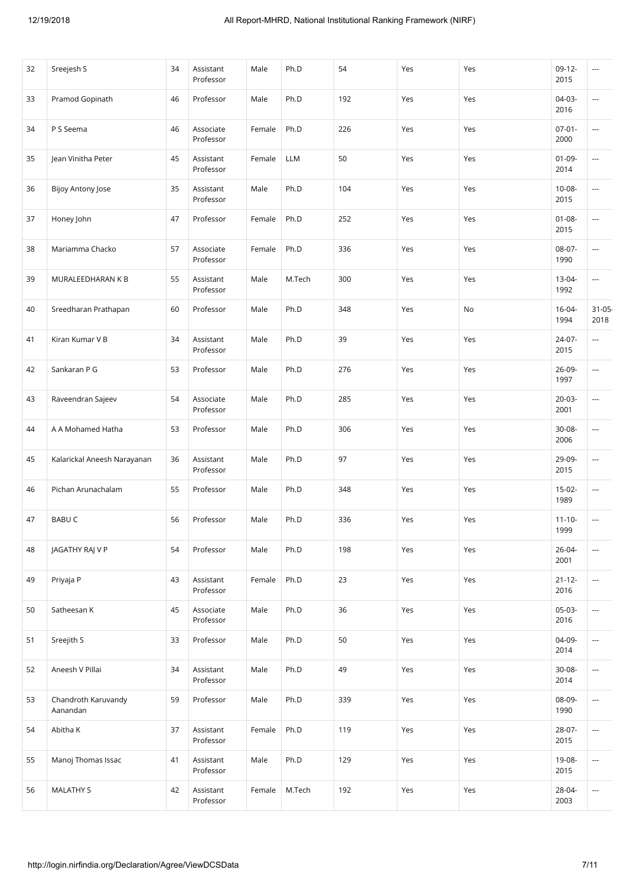| 32 | Sreejesh S | 34 | Assistant Professor | Male | Ph.D | 54 | Yes | Yes | 09-12-2015 | --- |
|---|---|---|---|---|---|---|---|---|---|---|
| 33 | Pramod Gopinath | 46 | Professor | Male | Ph.D | 192 | Yes | Yes | 04-03-2016 | --- |
| 34 | P S Seema | 46 | Associate Professor | Female | Ph.D | 226 | Yes | Yes | 07-01-2000 | --- |
| 35 | Jean Vinitha Peter | 45 | Assistant Professor | Female | LLM | 50 | Yes | Yes | 01-09-2014 | --- |
| 36 | Bijoy Antony Jose | 35 | Assistant Professor | Male | Ph.D | 104 | Yes | Yes | 10-08-2015 | --- |
| 37 | Honey John | 47 | Professor | Female | Ph.D | 252 | Yes | Yes | 01-08-2015 | --- |
| 38 | Mariamma Chacko | 57 | Associate Professor | Female | Ph.D | 336 | Yes | Yes | 08-07-1990 | --- |
| 39 | MURALEEDHARAN K B | 55 | Assistant Professor | Male | M.Tech | 300 | Yes | Yes | 13-04-1992 | --- |
| 40 | Sreedharan Prathapan | 60 | Professor | Male | Ph.D | 348 | Yes | No | 16-04-1994 | 31-05-2018 |
| 41 | Kiran Kumar V B | 34 | Assistant Professor | Male | Ph.D | 39 | Yes | Yes | 24-07-2015 | --- |
| 42 | Sankaran P G | 53 | Professor | Male | Ph.D | 276 | Yes | Yes | 26-09-1997 | --- |
| 43 | Raveendran Sajeev | 54 | Associate Professor | Male | Ph.D | 285 | Yes | Yes | 20-03-2001 | --- |
| 44 | A A Mohamed Hatha | 53 | Professor | Male | Ph.D | 306 | Yes | Yes | 30-08-2006 | --- |
| 45 | Kalarickal Aneesh Narayanan | 36 | Assistant Professor | Male | Ph.D | 97 | Yes | Yes | 29-09-2015 | --- |
| 46 | Pichan Arunachalam | 55 | Professor | Male | Ph.D | 348 | Yes | Yes | 15-02-1989 | --- |
| 47 | BABU C | 56 | Professor | Male | Ph.D | 336 | Yes | Yes | 11-10-1999 | --- |
| 48 | JAGATHY RAJ V P | 54 | Professor | Male | Ph.D | 198 | Yes | Yes | 26-04-2001 | --- |
| 49 | Priyaja P | 43 | Assistant Professor | Female | Ph.D | 23 | Yes | Yes | 21-12-2016 | --- |
| 50 | Satheesan K | 45 | Associate Professor | Male | Ph.D | 36 | Yes | Yes | 05-03-2016 | --- |
| 51 | Sreejith S | 33 | Professor | Male | Ph.D | 50 | Yes | Yes | 04-09-2014 | --- |
| 52 | Aneesh V Pillai | 34 | Assistant Professor | Male | Ph.D | 49 | Yes | Yes | 30-08-2014 | --- |
| 53 | Chandroth Karuvandy Aanandan | 59 | Professor | Male | Ph.D | 339 | Yes | Yes | 08-09-1990 | --- |
| 54 | Abitha K | 37 | Assistant Professor | Female | Ph.D | 119 | Yes | Yes | 28-07-2015 | --- |
| 55 | Manoj Thomas Issac | 41 | Assistant Professor | Male | Ph.D | 129 | Yes | Yes | 19-08-2015 | --- |
| 56 | MALATHY S | 42 | Assistant Professor | Female | M.Tech | 192 | Yes | Yes | 28-04-2003 | --- |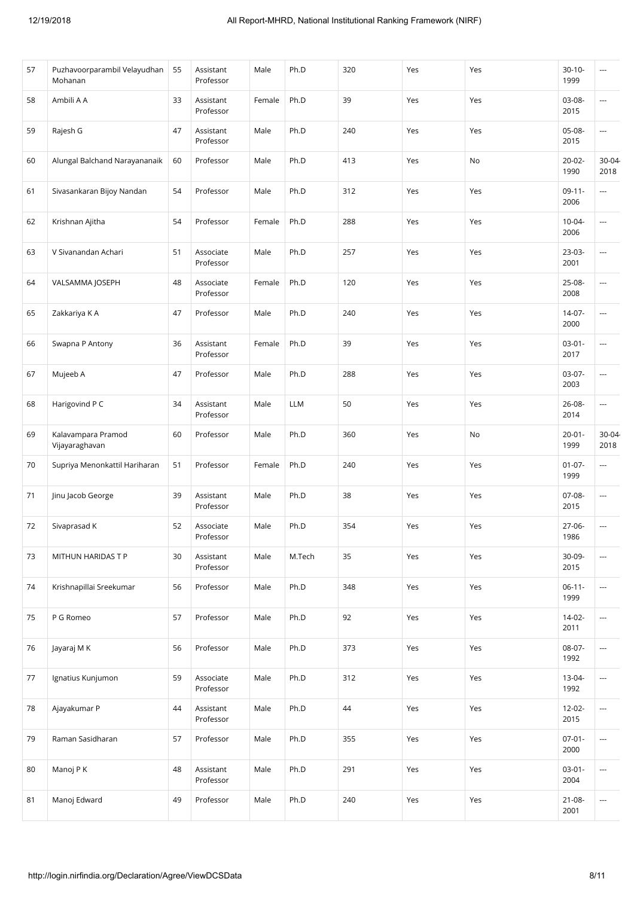| 57 | Puzhavoorparambil Velayudhan Mohanan | 55 | Assistant Professor | Male | Ph.D | 320 | Yes | Yes | 30-10-1999 | --- |
|---|---|---|---|---|---|---|---|---|---|---|
| 58 | Ambili A A | 33 | Assistant Professor | Female | Ph.D | 39 | Yes | Yes | 03-08-2015 | --- |
| 59 | Rajesh G | 47 | Assistant Professor | Male | Ph.D | 240 | Yes | Yes | 05-08-2015 | --- |
| 60 | Alungal Balchand Narayananaik | 60 | Professor | Male | Ph.D | 413 | Yes | No | 20-02-1990 | 30-04-2018 |
| 61 | Sivasankaran Bijoy Nandan | 54 | Professor | Male | Ph.D | 312 | Yes | Yes | 09-11-2006 | --- |
| 62 | Krishnan Ajitha | 54 | Professor | Female | Ph.D | 288 | Yes | Yes | 10-04-2006 | --- |
| 63 | V Sivanandan Achari | 51 | Associate Professor | Male | Ph.D | 257 | Yes | Yes | 23-03-2001 | --- |
| 64 | VALSAMMA JOSEPH | 48 | Associate Professor | Female | Ph.D | 120 | Yes | Yes | 25-08-2008 | --- |
| 65 | Zakkariya K A | 47 | Professor | Male | Ph.D | 240 | Yes | Yes | 14-07-2000 | --- |
| 66 | Swapna P Antony | 36 | Assistant Professor | Female | Ph.D | 39 | Yes | Yes | 03-01-2017 | --- |
| 67 | Mujeeb A | 47 | Professor | Male | Ph.D | 288 | Yes | Yes | 03-07-2003 | --- |
| 68 | Harigovind P C | 34 | Assistant Professor | Male | LLM | 50 | Yes | Yes | 26-08-2014 | --- |
| 69 | Kalavampara Pramod Vijayaraghavan | 60 | Professor | Male | Ph.D | 360 | Yes | No | 20-01-1999 | 30-04-2018 |
| 70 | Supriya Menonkattil Hariharan | 51 | Professor | Female | Ph.D | 240 | Yes | Yes | 01-07-1999 | --- |
| 71 | Jinu Jacob George | 39 | Assistant Professor | Male | Ph.D | 38 | Yes | Yes | 07-08-2015 | --- |
| 72 | Sivaprasad K | 52 | Associate Professor | Male | Ph.D | 354 | Yes | Yes | 27-06-1986 | --- |
| 73 | MITHUN HARIDAS T P | 30 | Assistant Professor | Male | M.Tech | 35 | Yes | Yes | 30-09-2015 | --- |
| 74 | Krishnapillai Sreekumar | 56 | Professor | Male | Ph.D | 348 | Yes | Yes | 06-11-1999 | --- |
| 75 | P G Romeo | 57 | Professor | Male | Ph.D | 92 | Yes | Yes | 14-02-2011 | --- |
| 76 | Jayaraj M K | 56 | Professor | Male | Ph.D | 373 | Yes | Yes | 08-07-1992 | --- |
| 77 | Ignatius Kunjumon | 59 | Associate Professor | Male | Ph.D | 312 | Yes | Yes | 13-04-1992 | --- |
| 78 | Ajayakumar P | 44 | Assistant Professor | Male | Ph.D | 44 | Yes | Yes | 12-02-2015 | --- |
| 79 | Raman Sasidharan | 57 | Professor | Male | Ph.D | 355 | Yes | Yes | 07-01-2000 | --- |
| 80 | Manoj P K | 48 | Assistant Professor | Male | Ph.D | 291 | Yes | Yes | 03-01-2004 | --- |
| 81 | Manoj Edward | 49 | Professor | Male | Ph.D | 240 | Yes | Yes | 21-08-2001 | --- |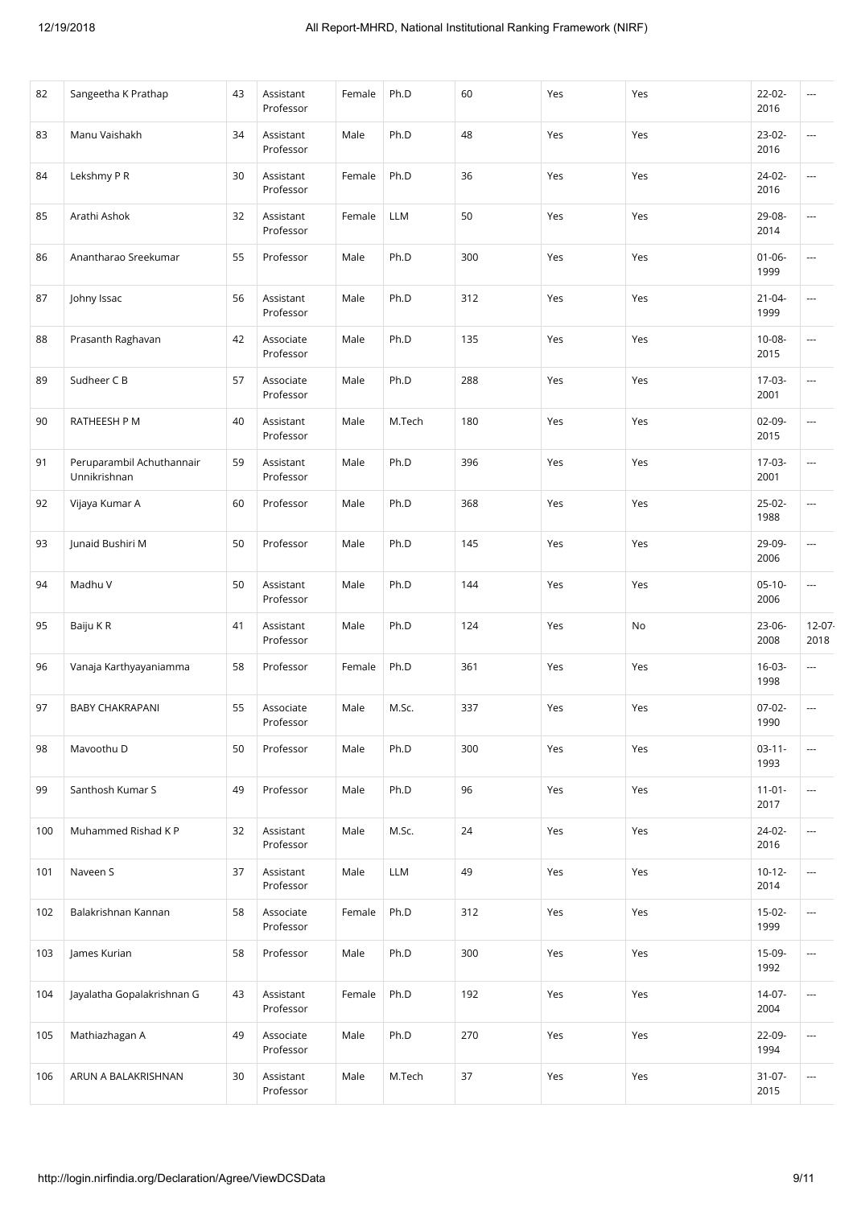| 82 | Sangeetha K Prathap | 43 | Assistant Professor | Female | Ph.D | 60 | Yes | Yes | 22-02-2016 | --- |
|---|---|---|---|---|---|---|---|---|---|---|
| 83 | Manu Vaishakh | 34 | Assistant Professor | Male | Ph.D | 48 | Yes | Yes | 23-02-2016 | --- |
| 84 | Lekshmy P R | 30 | Assistant Professor | Female | Ph.D | 36 | Yes | Yes | 24-02-2016 | --- |
| 85 | Arathi Ashok | 32 | Assistant Professor | Female | LLM | 50 | Yes | Yes | 29-08-2014 | --- |
| 86 | Anantharao Sreekumar | 55 | Professor | Male | Ph.D | 300 | Yes | Yes | 01-06-1999 | --- |
| 87 | Johny Issac | 56 | Assistant Professor | Male | Ph.D | 312 | Yes | Yes | 21-04-1999 | --- |
| 88 | Prasanth Raghavan | 42 | Associate Professor | Male | Ph.D | 135 | Yes | Yes | 10-08-2015 | --- |
| 89 | Sudheer C B | 57 | Associate Professor | Male | Ph.D | 288 | Yes | Yes | 17-03-2001 | --- |
| 90 | RATHEESH P M | 40 | Assistant Professor | Male | M.Tech | 180 | Yes | Yes | 02-09-2015 | --- |
| 91 | Peruparambil Achuthannair Unnikrishnan | 59 | Assistant Professor | Male | Ph.D | 396 | Yes | Yes | 17-03-2001 | --- |
| 92 | Vijaya Kumar A | 60 | Professor | Male | Ph.D | 368 | Yes | Yes | 25-02-1988 | --- |
| 93 | Junaid Bushiri M | 50 | Professor | Male | Ph.D | 145 | Yes | Yes | 29-09-2006 | --- |
| 94 | Madhu V | 50 | Assistant Professor | Male | Ph.D | 144 | Yes | Yes | 05-10-2006 | --- |
| 95 | Baiju K R | 41 | Assistant Professor | Male | Ph.D | 124 | Yes | No | 23-06-2008 | 12-07-2018 |
| 96 | Vanaja Karthyayaniamma | 58 | Professor | Female | Ph.D | 361 | Yes | Yes | 16-03-1998 | --- |
| 97 | BABY CHAKRAPANI | 55 | Associate Professor | Male | M.Sc. | 337 | Yes | Yes | 07-02-1990 | --- |
| 98 | Mavoothu D | 50 | Professor | Male | Ph.D | 300 | Yes | Yes | 03-11-1993 | --- |
| 99 | Santhosh Kumar S | 49 | Professor | Male | Ph.D | 96 | Yes | Yes | 11-01-2017 | --- |
| 100 | Muhammed Rishad K P | 32 | Assistant Professor | Male | M.Sc. | 24 | Yes | Yes | 24-02-2016 | --- |
| 101 | Naveen S | 37 | Assistant Professor | Male | LLM | 49 | Yes | Yes | 10-12-2014 | --- |
| 102 | Balakrishnan Kannan | 58 | Associate Professor | Female | Ph.D | 312 | Yes | Yes | 15-02-1999 | --- |
| 103 | James Kurian | 58 | Professor | Male | Ph.D | 300 | Yes | Yes | 15-09-1992 | --- |
| 104 | Jayalatha Gopalakrishnan G | 43 | Assistant Professor | Female | Ph.D | 192 | Yes | Yes | 14-07-2004 | --- |
| 105 | Mathiazhagan A | 49 | Associate Professor | Male | Ph.D | 270 | Yes | Yes | 22-09-1994 | --- |
| 106 | ARUN A BALAKRISHNAN | 30 | Assistant Professor | Male | M.Tech | 37 | Yes | Yes | 31-07-2015 | --- |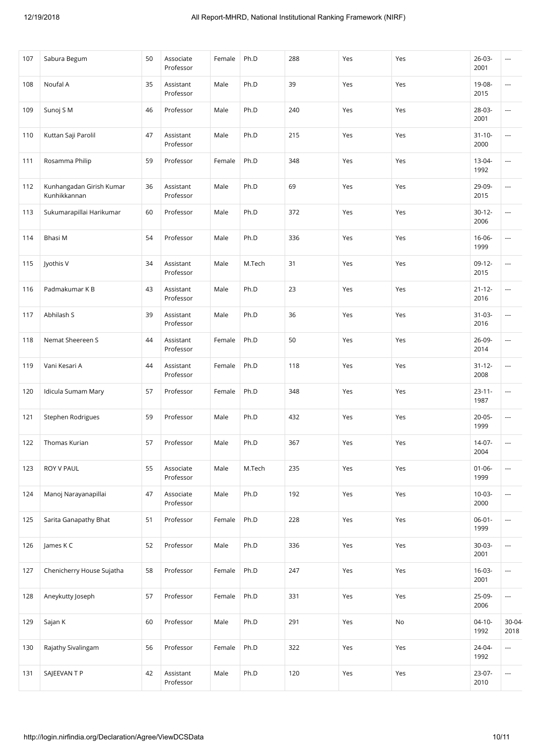| 107 | Sabura Begum | 50 | Associate Professor | Female | Ph.D | 288 | Yes | Yes | 26-03-2001 | --- |
|---|---|---|---|---|---|---|---|---|---|---|
| 108 | Noufal A | 35 | Assistant Professor | Male | Ph.D | 39 | Yes | Yes | 19-08-2015 | --- |
| 109 | Sunoj S M | 46 | Professor | Male | Ph.D | 240 | Yes | Yes | 28-03-2001 | --- |
| 110 | Kuttan Saji Parolil | 47 | Assistant Professor | Male | Ph.D | 215 | Yes | Yes | 31-10-2000 | --- |
| 111 | Rosamma Philip | 59 | Professor | Female | Ph.D | 348 | Yes | Yes | 13-04-1992 | --- |
| 112 | Kunhangadan Girish Kumar Kunhikkannan | 36 | Assistant Professor | Male | Ph.D | 69 | Yes | Yes | 29-09-2015 | --- |
| 113 | Sukumarapillai Harikumar | 60 | Professor | Male | Ph.D | 372 | Yes | Yes | 30-12-2006 | --- |
| 114 | Bhasi M | 54 | Professor | Male | Ph.D | 336 | Yes | Yes | 16-06-1999 | --- |
| 115 | Jyothis V | 34 | Assistant Professor | Male | M.Tech | 31 | Yes | Yes | 09-12-2015 | --- |
| 116 | Padmakumar K B | 43 | Assistant Professor | Male | Ph.D | 23 | Yes | Yes | 21-12-2016 | --- |
| 117 | Abhilash S | 39 | Assistant Professor | Male | Ph.D | 36 | Yes | Yes | 31-03-2016 | --- |
| 118 | Nemat Sheereen S | 44 | Assistant Professor | Female | Ph.D | 50 | Yes | Yes | 26-09-2014 | --- |
| 119 | Vani Kesari A | 44 | Assistant Professor | Female | Ph.D | 118 | Yes | Yes | 31-12-2008 | --- |
| 120 | Idicula Sumam Mary | 57 | Professor | Female | Ph.D | 348 | Yes | Yes | 23-11-1987 | --- |
| 121 | Stephen Rodrigues | 59 | Professor | Male | Ph.D | 432 | Yes | Yes | 20-05-1999 | --- |
| 122 | Thomas Kurian | 57 | Professor | Male | Ph.D | 367 | Yes | Yes | 14-07-2004 | --- |
| 123 | ROY V PAUL | 55 | Associate Professor | Male | M.Tech | 235 | Yes | Yes | 01-06-1999 | --- |
| 124 | Manoj Narayanapillai | 47 | Associate Professor | Male | Ph.D | 192 | Yes | Yes | 10-03-2000 | --- |
| 125 | Sarita Ganapathy Bhat | 51 | Professor | Female | Ph.D | 228 | Yes | Yes | 06-01-1999 | --- |
| 126 | James K C | 52 | Professor | Male | Ph.D | 336 | Yes | Yes | 30-03-2001 | --- |
| 127 | Chenicherry House Sujatha | 58 | Professor | Female | Ph.D | 247 | Yes | Yes | 16-03-2001 | --- |
| 128 | Aneykutty Joseph | 57 | Professor | Female | Ph.D | 331 | Yes | Yes | 25-09-2006 | --- |
| 129 | Sajan K | 60 | Professor | Male | Ph.D | 291 | Yes | No | 04-10-1992 | 30-04-2018 |
| 130 | Rajathy Sivalingam | 56 | Professor | Female | Ph.D | 322 | Yes | Yes | 24-04-1992 | --- |
| 131 | SAJEEVAN T P | 42 | Assistant Professor | Male | Ph.D | 120 | Yes | Yes | 23-07-2010 | --- |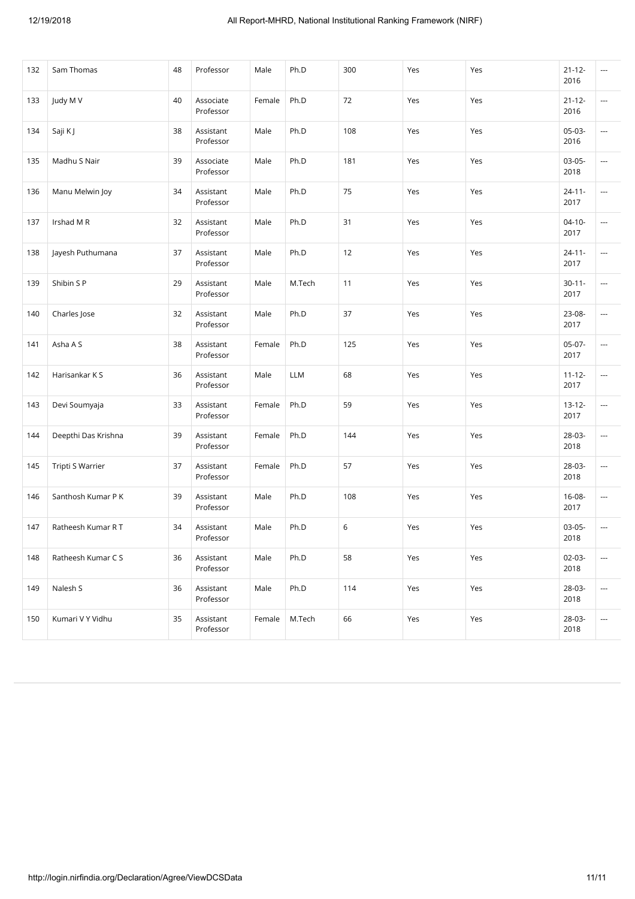| | | | | | | | | | | |
|---|---|---|---|---|---|---|---|---|---|---|
| 132 | Sam Thomas | 48 | Professor | Male | Ph.D | 300 | Yes | Yes | 21-12-2016 | --- |
| 133 | Judy M V | 40 | Associate Professor | Female | Ph.D | 72 | Yes | Yes | 21-12-2016 | --- |
| 134 | Saji K J | 38 | Assistant Professor | Male | Ph.D | 108 | Yes | Yes | 05-03-2016 | --- |
| 135 | Madhu S Nair | 39 | Associate Professor | Male | Ph.D | 181 | Yes | Yes | 03-05-2018 | --- |
| 136 | Manu Melwin Joy | 34 | Assistant Professor | Male | Ph.D | 75 | Yes | Yes | 24-11-2017 | --- |
| 137 | Irshad M R | 32 | Assistant Professor | Male | Ph.D | 31 | Yes | Yes | 04-10-2017 | --- |
| 138 | Jayesh Puthumana | 37 | Assistant Professor | Male | Ph.D | 12 | Yes | Yes | 24-11-2017 | --- |
| 139 | Shibin S P | 29 | Assistant Professor | Male | M.Tech | 11 | Yes | Yes | 30-11-2017 | --- |
| 140 | Charles Jose | 32 | Assistant Professor | Male | Ph.D | 37 | Yes | Yes | 23-08-2017 | --- |
| 141 | Asha A S | 38 | Assistant Professor | Female | Ph.D | 125 | Yes | Yes | 05-07-2017 | --- |
| 142 | Harisankar K S | 36 | Assistant Professor | Male | LLM | 68 | Yes | Yes | 11-12-2017 | --- |
| 143 | Devi Soumyaja | 33 | Assistant Professor | Female | Ph.D | 59 | Yes | Yes | 13-12-2017 | --- |
| 144 | Deepthi Das Krishna | 39 | Assistant Professor | Female | Ph.D | 144 | Yes | Yes | 28-03-2018 | --- |
| 145 | Tripti S Warrier | 37 | Assistant Professor | Female | Ph.D | 57 | Yes | Yes | 28-03-2018 | --- |
| 146 | Santhosh Kumar P K | 39 | Assistant Professor | Male | Ph.D | 108 | Yes | Yes | 16-08-2017 | --- |
| 147 | Ratheesh Kumar R T | 34 | Assistant Professor | Male | Ph.D | 6 | Yes | Yes | 03-05-2018 | --- |
| 148 | Ratheesh Kumar C S | 36 | Assistant Professor | Male | Ph.D | 58 | Yes | Yes | 02-03-2018 | --- |
| 149 | Nalesh S | 36 | Assistant Professor | Male | Ph.D | 114 | Yes | Yes | 28-03-2018 | --- |
| 150 | Kumari V Y Vidhu | 35 | Assistant Professor | Female | M.Tech | 66 | Yes | Yes | 28-03-2018 | --- |